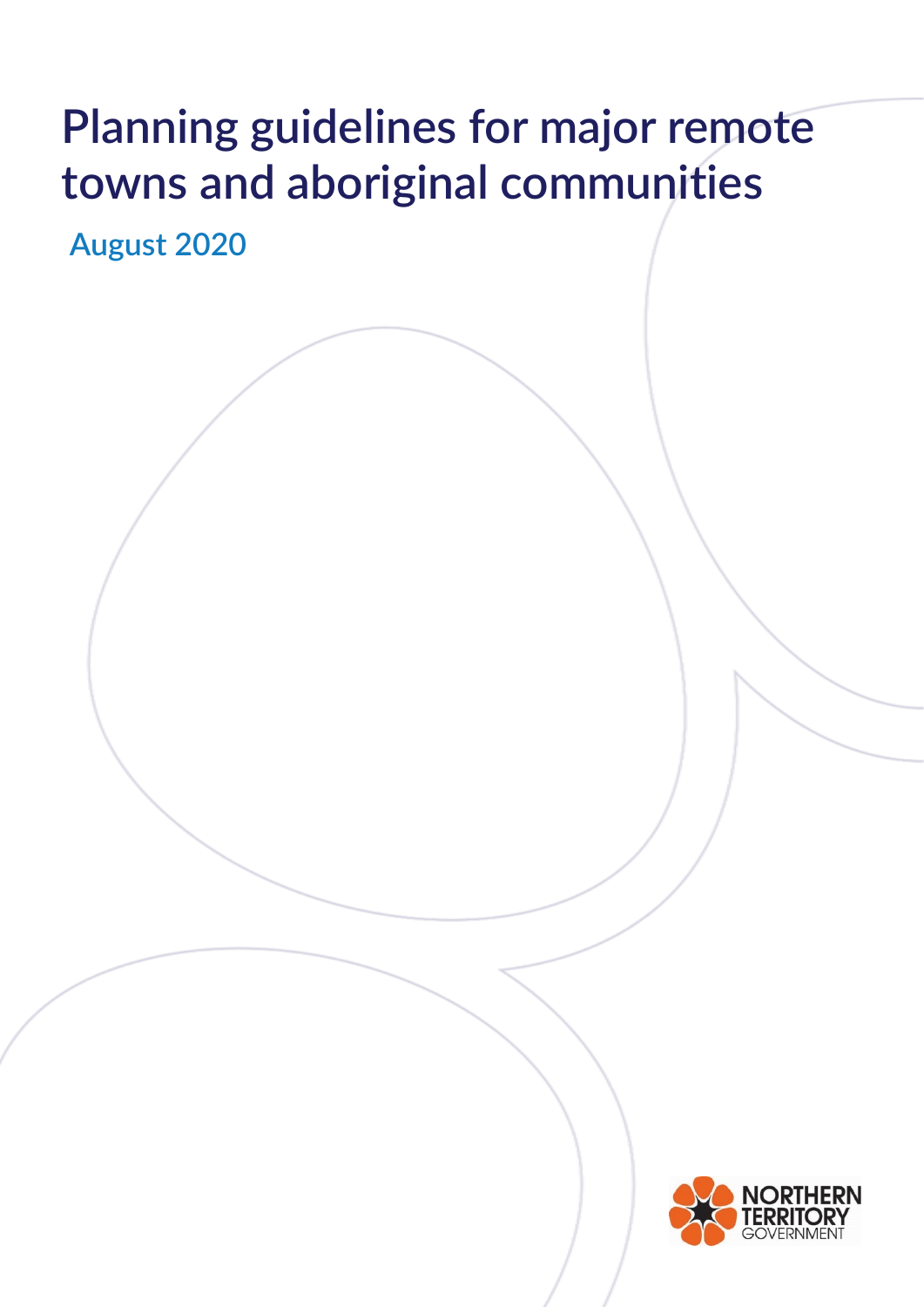# Planning guidelines for major remote towns and aboriginal communities

August 2020

NORTHERN TERRITORY GOVERNMENT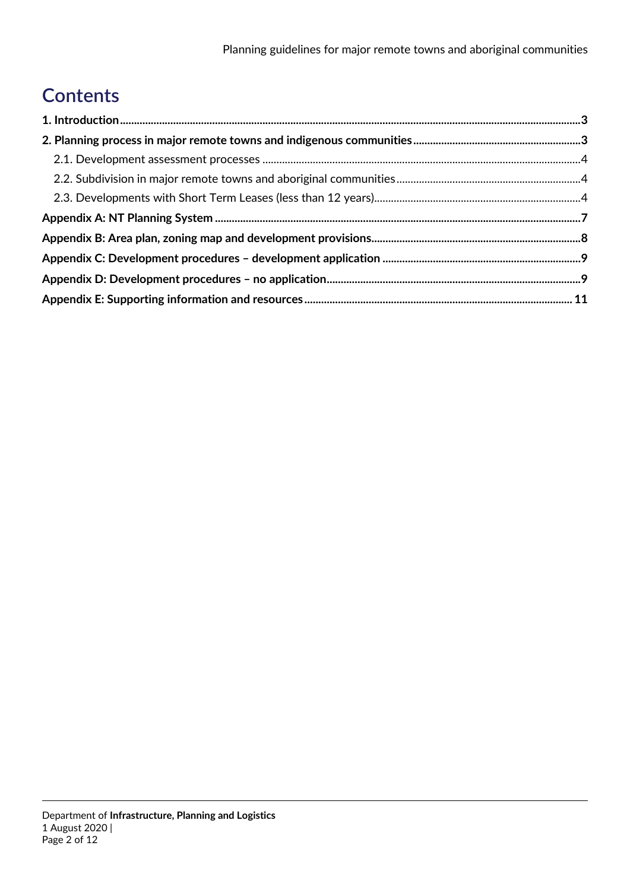# Contents

**1. Introduction** ..... 3

**2. Planning process in major remote towns and indigenous communities** ..... 3

- 2.1. Development assessment processes ..... 4
- 2.2. Subdivision in major remote towns and aboriginal communities ..... 4
- 2.3. Developments with Short Term Leases (less than 12 years) ..... 4

**Appendix A: NT Planning System** ..... 7

**Appendix B: Area plan, zoning map and development provisions** ..... 8

**Appendix C: Development procedures – development application** ..... 9

**Appendix D: Development procedures – no application** ..... 9

**Appendix E: Supporting information and resources** ..... 11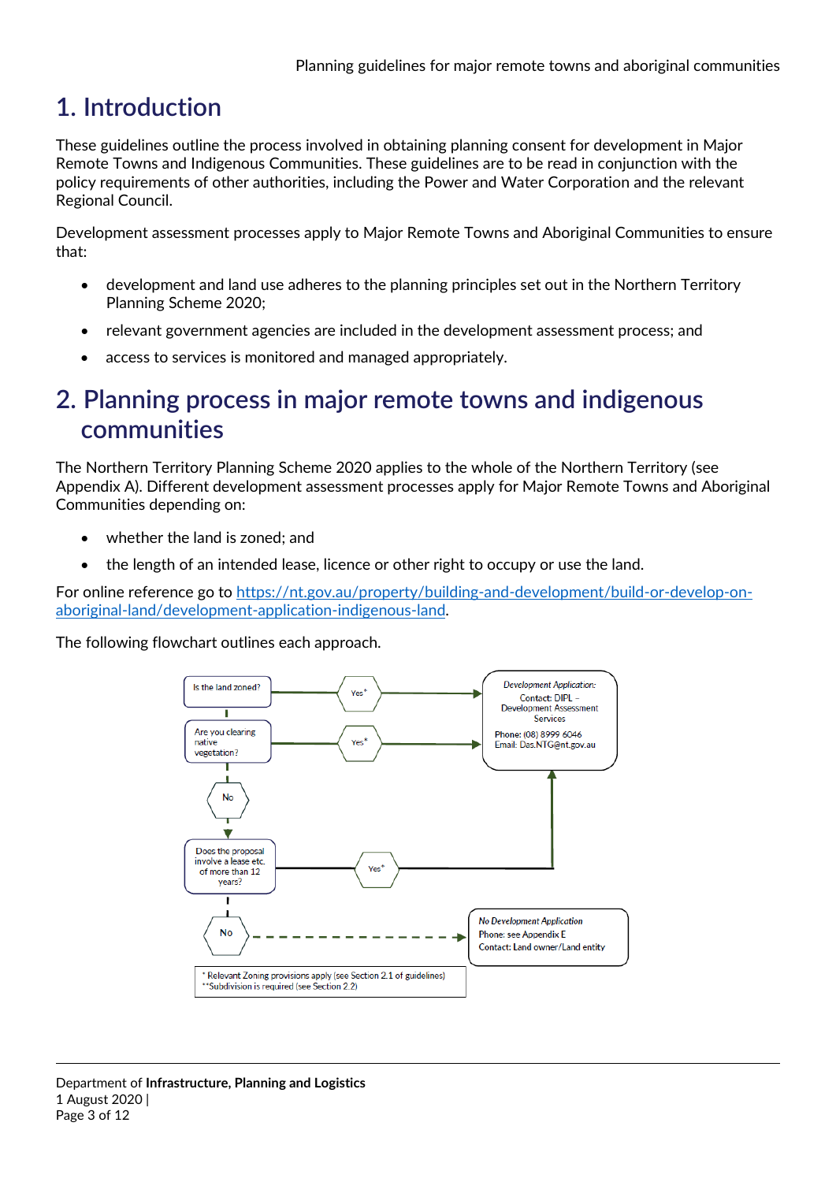# 1. Introduction

These guidelines outline the process involved in obtaining planning consent for development in Major Remote Towns and Indigenous Communities. These guidelines are to be read in conjunction with the policy requirements of other authorities, including the Power and Water Corporation and the relevant Regional Council.

Development assessment processes apply to Major Remote Towns and Aboriginal Communities to ensure that:

- development and land use adheres to the planning principles set out in the Northern Territory Planning Scheme 2020;
- relevant government agencies are included in the development assessment process; and
- access to services is monitored and managed appropriately.

# 2. Planning process in major remote towns and indigenous communities

The Northern Territory Planning Scheme 2020 applies to the whole of the Northern Territory (see Appendix A). Different development assessment processes apply for Major Remote Towns and Aboriginal Communities depending on:

- whether the land is zoned; and
- the length of an intended lease, licence or other right to occupy or use the land.

For online reference go to https://nt.gov.au/property/building-and-development/build-or-develop-on-aboriginal-land/development-application-indigenous-land.

The following flowchart outlines each approach.

Is the land zoned? → Yes* → **Development Application:** Contact: DIPL – Development Assessment Services. Phone: (08) 8999 6046. Email: Das.NTG@nt.gov.au

Are you clearing native vegetation? → Yes* → Development Application

No ↓

Does the proposal involve a lease etc. of more than 12 years? → Yes* → Development Application

No → **No Development Application:** Phone: see Appendix E. Contact: Land owner/Land entity

\* Relevant Zoning provisions apply (see Section 2.1 of guidelines)
\*\*Subdivision is required (see Section 2.2)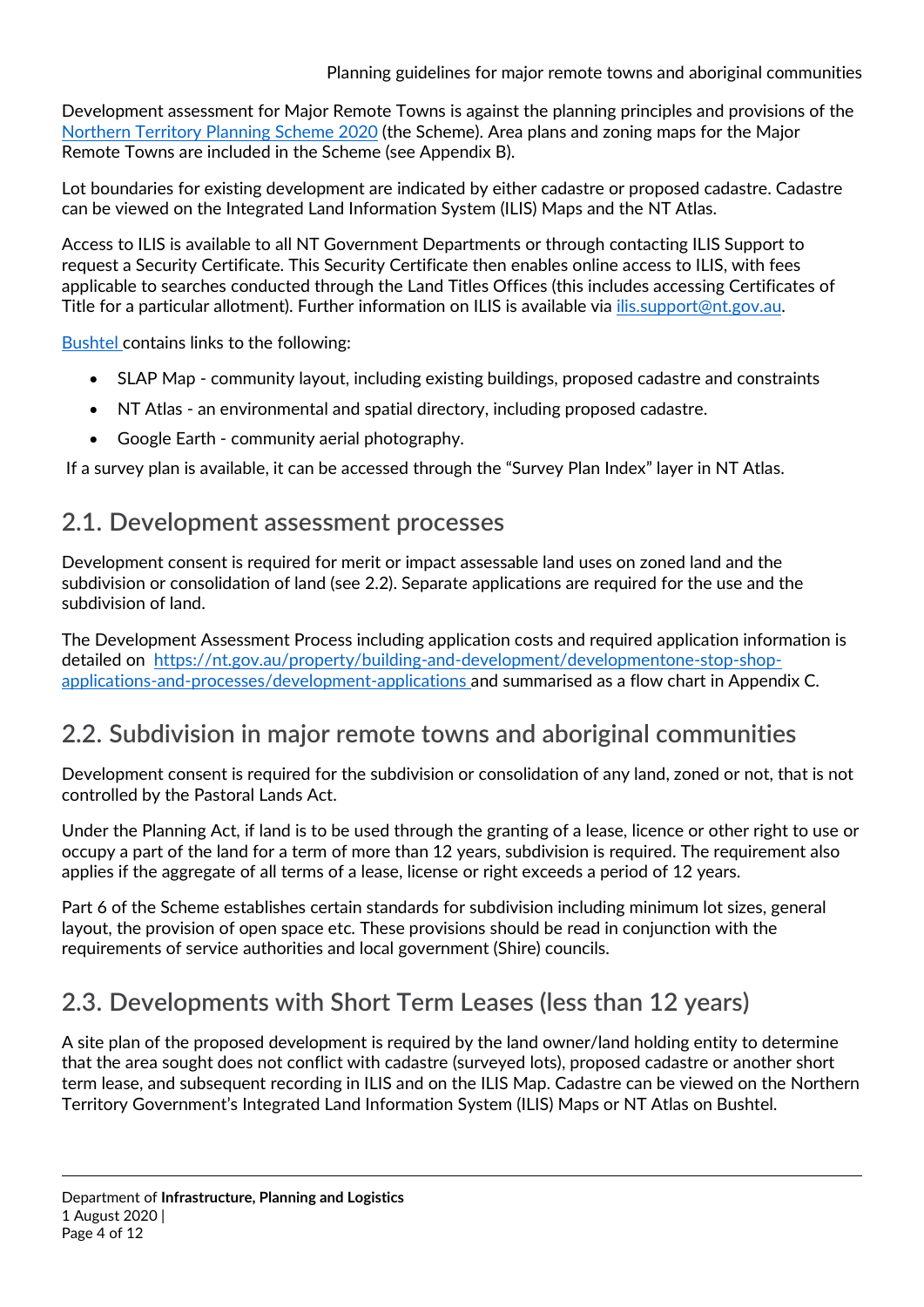Development assessment for Major Remote Towns is against the planning principles and provisions of the [Northern Territory Planning Scheme 2020](#) (the Scheme). Area plans and zoning maps for the Major Remote Towns are included in the Scheme (see Appendix B).

Lot boundaries for existing development are indicated by either cadastre or proposed cadastre. Cadastre can be viewed on the Integrated Land Information System (ILIS) Maps and the NT Atlas.

Access to ILIS is available to all NT Government Departments or through contacting ILIS Support to request a Security Certificate. This Security Certificate then enables online access to ILIS, with fees applicable to searches conducted through the Land Titles Offices (this includes accessing Certificates of Title for a particular allotment). Further information on ILIS is available via ilis.support@nt.gov.au.

[Bushtel](#) contains links to the following:

- SLAP Map - community layout, including existing buildings, proposed cadastre and constraints
- NT Atlas - an environmental and spatial directory, including proposed cadastre.
- Google Earth - community aerial photography.

If a survey plan is available, it can be accessed through the "Survey Plan Index" layer in NT Atlas.

## 2.1. Development assessment processes

Development consent is required for merit or impact assessable land uses on zoned land and the subdivision or consolidation of land (see 2.2). Separate applications are required for the use and the subdivision of land.

The Development Assessment Process including application costs and required application information is detailed on https://nt.gov.au/property/building-and-development/developmentone-stop-shop-applications-and-processes/development-applications and summarised as a flow chart in Appendix C.

## 2.2. Subdivision in major remote towns and aboriginal communities

Development consent is required for the subdivision or consolidation of any land, zoned or not, that is not controlled by the Pastoral Lands Act.

Under the Planning Act, if land is to be used through the granting of a lease, licence or other right to use or occupy a part of the land for a term of more than 12 years, subdivision is required. The requirement also applies if the aggregate of all terms of a lease, license or right exceeds a period of 12 years.

Part 6 of the Scheme establishes certain standards for subdivision including minimum lot sizes, general layout, the provision of open space etc. These provisions should be read in conjunction with the requirements of service authorities and local government (Shire) councils.

## 2.3. Developments with Short Term Leases (less than 12 years)

A site plan of the proposed development is required by the land owner/land holding entity to determine that the area sought does not conflict with cadastre (surveyed lots), proposed cadastre or another short term lease, and subsequent recording in ILIS and on the ILIS Map. Cadastre can be viewed on the Northern Territory Government's Integrated Land Information System (ILIS) Maps or NT Atlas on Bushtel.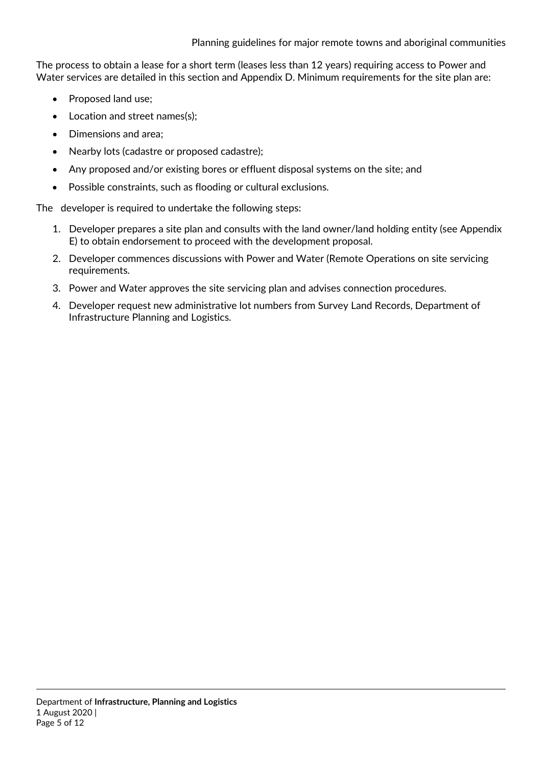The process to obtain a lease for a short term (leases less than 12 years) requiring access to Power and Water services are detailed in this section and Appendix D. Minimum requirements for the site plan are:

- Proposed land use;
- Location and street names(s);
- Dimensions and area;
- Nearby lots (cadastre or proposed cadastre);
- Any proposed and/or existing bores or effluent disposal systems on the site; and
- Possible constraints, such as flooding or cultural exclusions.

The developer is required to undertake the following steps:

1. Developer prepares a site plan and consults with the land owner/land holding entity (see Appendix E) to obtain endorsement to proceed with the development proposal.
2. Developer commences discussions with Power and Water (Remote Operations on site servicing requirements.
3. Power and Water approves the site servicing plan and advises connection procedures.
4. Developer request new administrative lot numbers from Survey Land Records, Department of Infrastructure Planning and Logistics.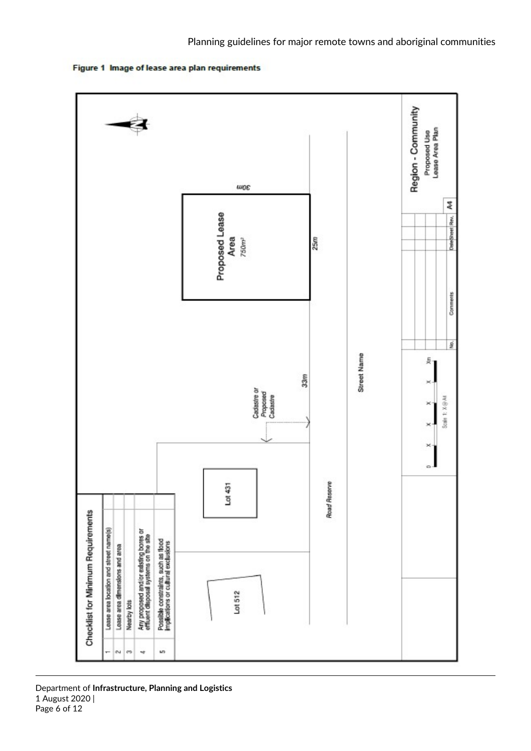Figure 1 Image of lease area plan requirements

| Checklist for Minimum Requirements | |
|---|---|
| 1 | Lease area location and street name(s) |
| 2 | Lease area dimensions and area |
| 3 | Nearby lots |
| 4 | Any proposed and/or existing bores or effluent disposal systems on the site |
| 5 | Possible constraints, such as flood implications or cultural exclusions |

Proposed Lease Area
750m²

30m

25m

33m

Cadastre or Proposed Cadastre

Lot 431

Lot 512

Road Reserve

Street Name

Scale 1: X @ A4

0 X X X X Xm

| No. | Comments | Date | Sheet | Rev. |
|---|---|---|---|---|
| | | | | A4 |

Region - Community
Proposed Use
Lease Area Plan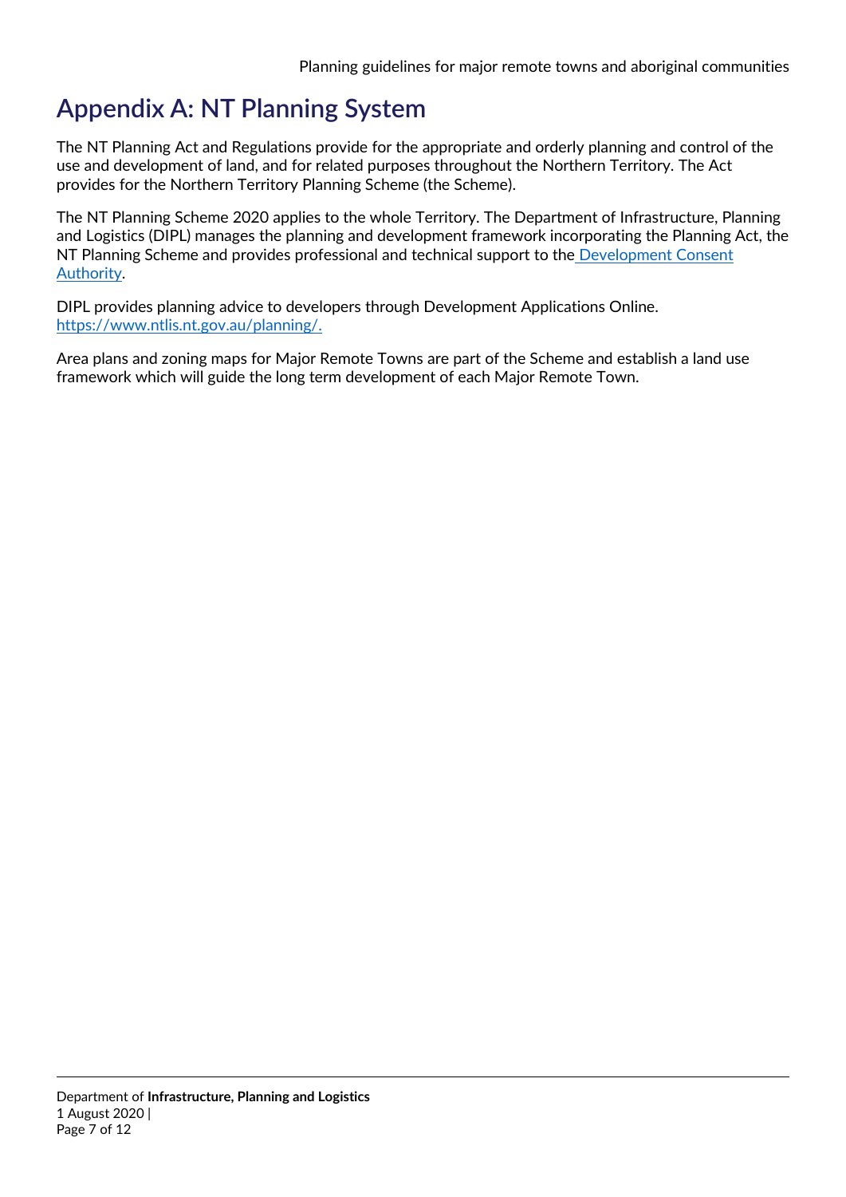# Appendix A: NT Planning System

The NT Planning Act and Regulations provide for the appropriate and orderly planning and control of the use and development of land, and for related purposes throughout the Northern Territory. The Act provides for the Northern Territory Planning Scheme (the Scheme).

The NT Planning Scheme 2020 applies to the whole Territory. The Department of Infrastructure, Planning and Logistics (DIPL) manages the planning and development framework incorporating the Planning Act, the NT Planning Scheme and provides professional and technical support to the Development Consent Authority.

DIPL provides planning advice to developers through Development Applications Online. https://www.ntlis.nt.gov.au/planning/.

Area plans and zoning maps for Major Remote Towns are part of the Scheme and establish a land use framework which will guide the long term development of each Major Remote Town.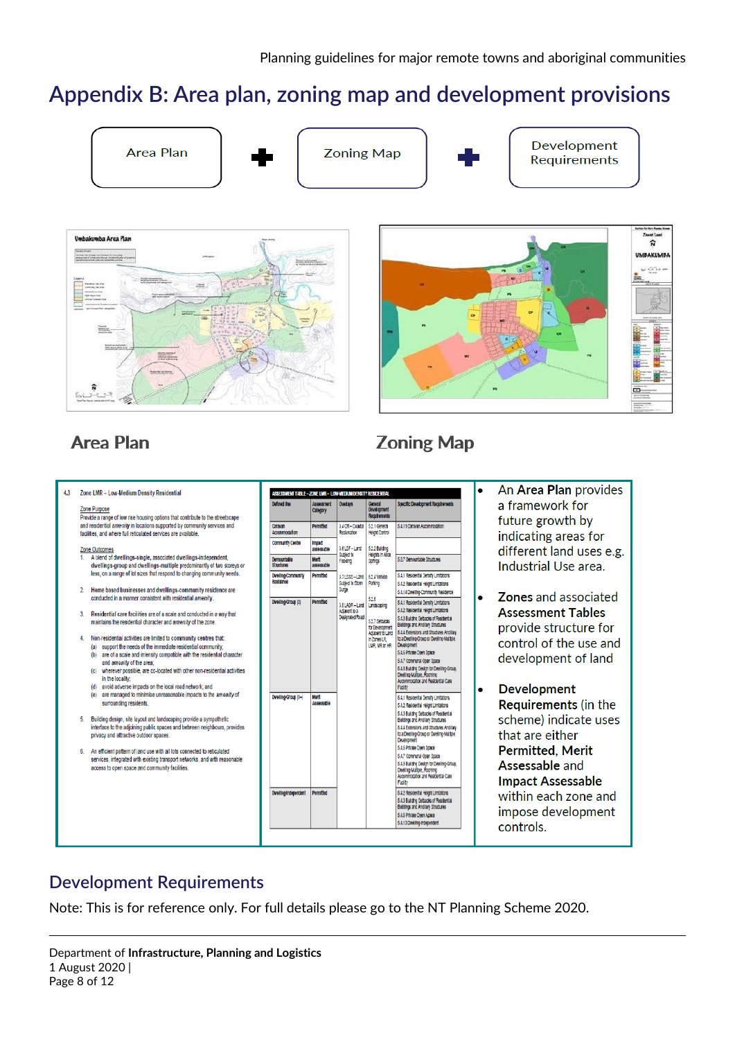# Appendix B: Area plan, zoning map and development provisions

Area Plan ➕ Zoning Map ➕ Development Requirements

**Area Plan** **Zoning Map**

- An **Area Plan** provides a framework for future growth by indicating areas for different land uses e.g. Industrial Use area.
- **Zones** and associated **Assessment Tables** provide structure for control of the use and development of land
- **Development Requirements** (in the scheme) indicate uses that are either **Permitted**, **Merit Assessable** and **Impact Assessable** within each zone and impose development controls.

## Development Requirements

Note: This is for reference only. For full details please go to the NT Planning Scheme 2020.

Department of **Infrastructure, Planning and Logistics**
1 August 2020 |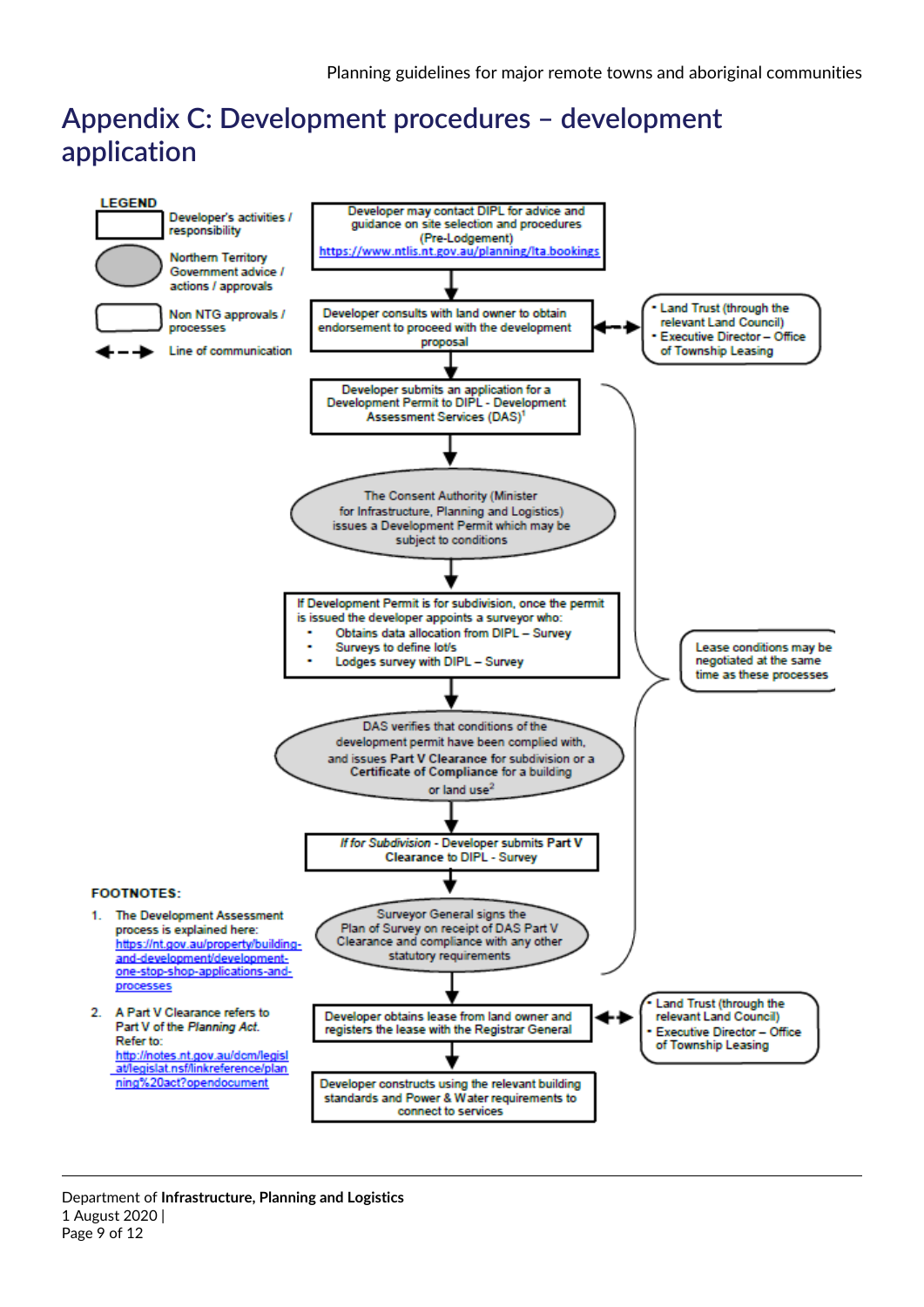# Appendix C: Development procedures – development application

**LEGEND**

- Developer's activities / responsibility
- Northern Territory Government advice / actions / approvals
- Non NTG approvals / processes
- Line of communication

Developer may contact DIPL for advice and guidance on site selection and procedures (Pre-Lodgement) https://www.ntlis.nt.gov.au/planning/lta.bookings

↓

Developer consults with land owner to obtain endorsement to proceed with the development proposal ↔ 
- Land Trust (through the relevant Land Council)
- Executive Director – Office of Township Leasing

↓

Developer submits an application for a Development Permit to DIPL - Development Assessment Services (DAS)[1]

↓

The Consent Authority (Minister for Infrastructure, Planning and Logistics) issues a Development Permit which may be subject to conditions

↓

If Development Permit is for subdivision, once the permit is issued the developer appoints a surveyor who:

- Obtains data allocation from DIPL – Survey
- Surveys to define lot/s
- Lodges survey with DIPL – Survey

↓

DAS verifies that conditions of the development permit have been complied with, and issues **Part V Clearance** for subdivision or a **Certificate of Compliance** for a building or land use[2]

↓

*If for Subdivision* - Developer submits **Part V Clearance** to DIPL - Survey

↓

Surveyor General signs the Plan of Survey on receipt of DAS Part V Clearance and compliance with any other statutory requirements

(Lease conditions may be negotiated at the same time as these processes)

↓

Developer obtains lease from land owner and registers the lease with the Registrar General ↔ 
- Land Trust (through the relevant Land Council)
- Executive Director – Office of Township Leasing

↓

Developer constructs using the relevant building standards and Power & Water requirements to connect to services

**FOOTNOTES:**

1. The Development Assessment process is explained here: https://nt.gov.au/property/building-and-development/development-one-stop-shop-applications-and-processes
2. A Part V Clearance refers to Part V of the *Planning Act*. Refer to: http://notes.nt.gov.au/dcm/legislat/legislat.nsf/linkreference/planning%20act?opendocument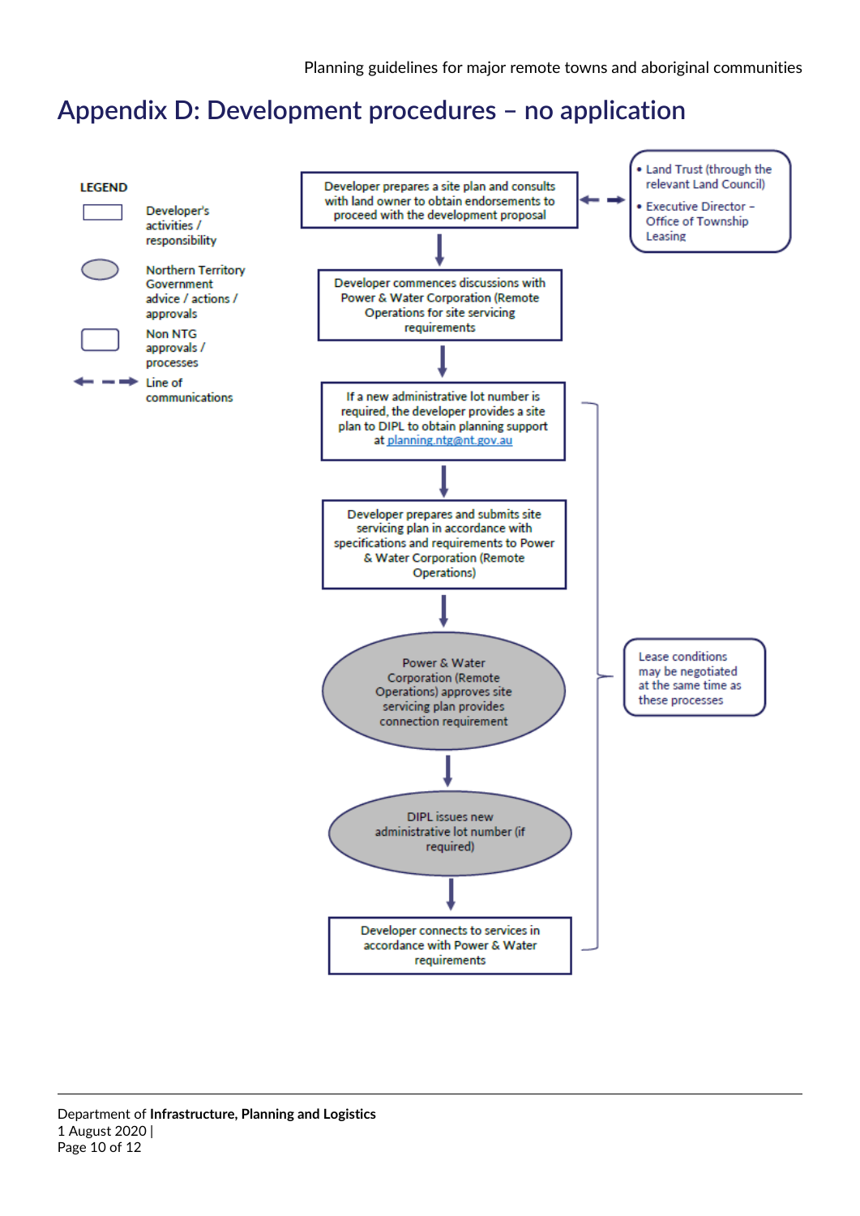# Appendix D: Development procedures – no application

**LEGEND**

- Rectangle: Developer's activities / responsibility
- Grey oval: Northern Territory Government advice / actions / approvals
- Rounded rectangle: Non NTG approvals / processes
- Dashed double arrow: Line of communications

Developer prepares a site plan and consults with land owner to obtain endorsements to proceed with the development proposal

↔ (Line of communications)

- Land Trust (through the relevant Land Council)
- Executive Director – Office of Township Leasing

↓

Developer commences discussions with Power & Water Corporation (Remote Operations for site servicing requirements

↓

If a new administrative lot number is required, the developer provides a site plan to DIPL to obtain planning support at planning.ntg@nt.gov.au

↓

Developer prepares and submits site servicing plan in accordance with specifications and requirements to Power & Water Corporation (Remote Operations)

↓

Power & Water Corporation (Remote Operations) approves site servicing plan provides connection requirement

↓

DIPL issues new administrative lot number (if required)

↓

Developer connects to services in accordance with Power & Water requirements

Lease conditions may be negotiated at the same time as these processes

Department of **Infrastructure, Planning and Logistics**
1 August 2020 |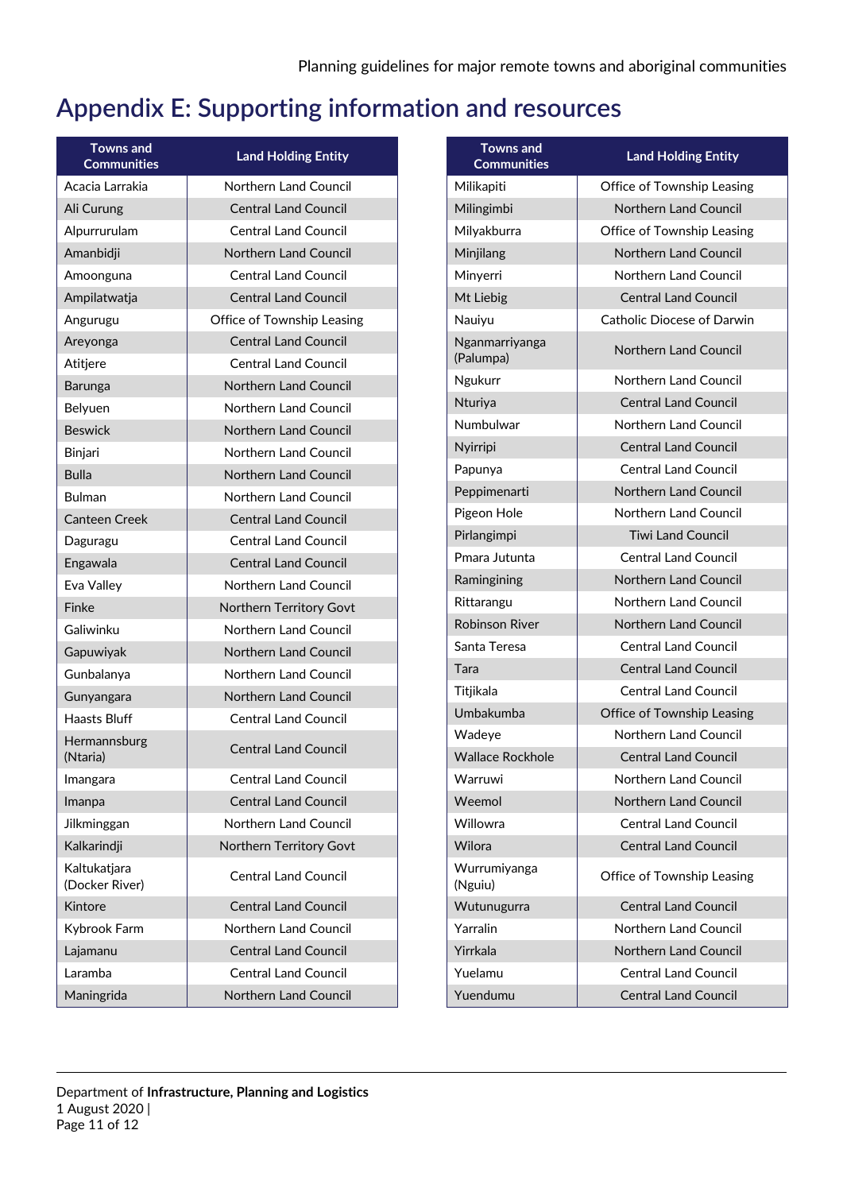# Appendix E: Supporting information and resources

| Towns and Communities | Land Holding Entity |
|---|---|
| Acacia Larrakia | Northern Land Council |
| Ali Curung | Central Land Council |
| Alpurrurulam | Central Land Council |
| Amanbidji | Northern Land Council |
| Amoonguna | Central Land Council |
| Ampilatwatja | Central Land Council |
| Angurugu | Office of Township Leasing |
| Areyonga | Central Land Council |
| Atitjere | Central Land Council |
| Barunga | Northern Land Council |
| Belyuen | Northern Land Council |
| Beswick | Northern Land Council |
| Binjari | Northern Land Council |
| Bulla | Northern Land Council |
| Bulman | Northern Land Council |
| Canteen Creek | Central Land Council |
| Daguragu | Central Land Council |
| Engawala | Central Land Council |
| Eva Valley | Northern Land Council |
| Finke | Northern Territory Govt |
| Galiwinku | Northern Land Council |
| Gapuwiyak | Northern Land Council |
| Gunbalanya | Northern Land Council |
| Gunyangara | Northern Land Council |
| Haasts Bluff | Central Land Council |
| Hermannsburg (Ntaria) | Central Land Council |
| Imangara | Central Land Council |
| Imanpa | Central Land Council |
| Jilkminggan | Northern Land Council |
| Kalkarindji | Northern Territory Govt |
| Kaltukatjara (Docker River) | Central Land Council |
| Kintore | Central Land Council |
| Kybrook Farm | Northern Land Council |
| Lajamanu | Central Land Council |
| Laramba | Central Land Council |
| Maningrida | Northern Land Council |
| Milikapiti | Office of Township Leasing |
| Milingimbi | Northern Land Council |
| Milyakburra | Office of Township Leasing |
| Minjilang | Northern Land Council |
| Minyerri | Northern Land Council |
| Mt Liebig | Central Land Council |
| Nauiyu | Catholic Diocese of Darwin |
| Nganmarriyanga (Palumpa) | Northern Land Council |
| Ngukurr | Northern Land Council |
| Nturiya | Central Land Council |
| Numbulwar | Northern Land Council |
| Nyirripi | Central Land Council |
| Papunya | Central Land Council |
| Peppimenarti | Northern Land Council |
| Pigeon Hole | Northern Land Council |
| Pirlangimpi | Tiwi Land Council |
| Pmara Jutunta | Central Land Council |
| Ramingining | Northern Land Council |
| Rittarangu | Northern Land Council |
| Robinson River | Northern Land Council |
| Santa Teresa | Central Land Council |
| Tara | Central Land Council |
| Titjikala | Central Land Council |
| Umbakumba | Office of Township Leasing |
| Wadeye | Northern Land Council |
| Wallace Rockhole | Central Land Council |
| Warruwi | Northern Land Council |
| Weemol | Northern Land Council |
| Willowra | Central Land Council |
| Wilora | Central Land Council |
| Wurrumiyanga (Nguiu) | Office of Township Leasing |
| Wutunugurra | Central Land Council |
| Yarralin | Northern Land Council |
| Yirrkala | Northern Land Council |
| Yuelamu | Central Land Council |
| Yuendumu | Central Land Council |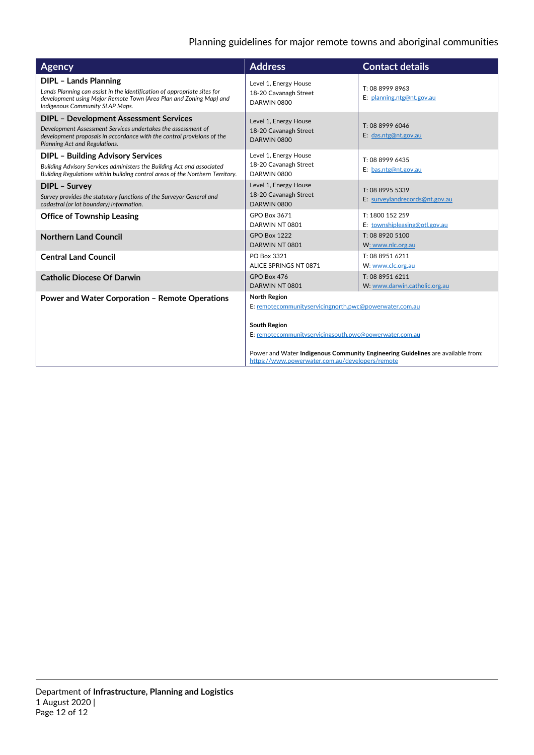| Agency | Address | Contact details |
|---|---|---|
| **DIPL – Lands Planning**<br>*Lands Planning can assist in the identification of appropriate sites for development using Major Remote Town (Area Plan and Zoning Map) and Indigenous Community SLAP Maps.* | Level 1, Energy House<br>18-20 Cavanagh Street<br>DARWIN 0800 | T: 08 8999 8963<br>E: planning.ntg@nt.gov.au |
| **DIPL – Development Assessment Services**<br>*Development Assessment Services undertakes the assessment of development proposals in accordance with the control provisions of the Planning Act and Regulations.* | Level 1, Energy House<br>18-20 Cavanagh Street<br>DARWIN 0800 | T: 08 8999 6046<br>E: das.ntg@nt.gov.au |
| **DIPL – Building Advisory Services**<br>*Building Advisory Services administers the Building Act and associated Building Regulations within building control areas of the Northern Territory.* | Level 1, Energy House<br>18-20 Cavanagh Street<br>DARWIN 0800 | T: 08 8999 6435<br>E: bas.ntg@nt.gov.au |
| **DIPL – Survey**<br>*Survey provides the statutory functions of the Surveyor General and cadastral (or lot boundary) information.* | Level 1, Energy House<br>18-20 Cavanagh Street<br>DARWIN 0800 | T: 08 8995 5339<br>E: surveylandrecords@nt.gov.au |
| **Office of Township Leasing** | GPO Box 3671<br>DARWIN NT 0801 | T: 1800 152 259<br>E: townshipleasing@otl.gov.au |
| **Northern Land Council** | GPO Box 1222<br>DARWIN NT 0801 | T: 08 8920 5100<br>W: www.nlc.org.au |
| **Central Land Council** | PO Box 3321<br>ALICE SPRINGS NT 0871 | T: 08 8951 6211<br>W: www.clc.org.au |
| **Catholic Diocese Of Darwin** | GPO Box 476<br>DARWIN NT 0801 | T: 08 8951 6211<br>W: www.darwin.catholic.org.au |
| **Power and Water Corporation – Remote Operations** | **North Region**<br>E: remotecommunityservicingnorth.pwc@powerwater.com.au<br><br>**South Region**<br>E: remotecommunityservicingsouth.pwc@powerwater.com.au<br><br>Power and Water **Indigenous Community Engineering Guidelines** are available from: https://www.powerwater.com.au/developers/remote | |